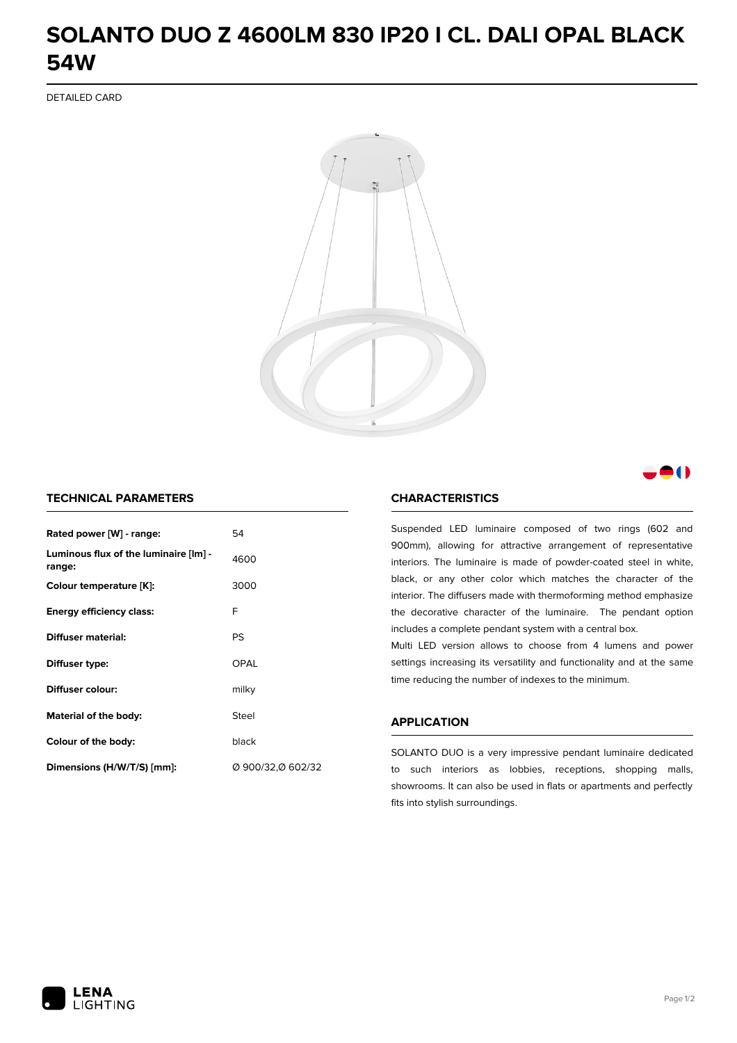# SOLANTO DUO Z 4600LM 830 IP20 I CL. DALI OPAL BLACK 54W

DETAILED CARD

## TECHNICAL PARAMETERS

| | |
|---|---|
| **Rated power [W] - range:** | 54 |
| **Luminous flux of the luminaire [lm] - range:** | 4600 |
| **Colour temperature [K]:** | 3000 |
| **Energy efficiency class:** | F |
| **Diffuser material:** | PS |
| **Diffuser type:** | OPAL |
| **Diffuser colour:** | milky |
| **Material of the body:** | Steel |
| **Colour of the body:** | black |
| **Dimensions (H/W/T/S) [mm]:** | Ø 900/32,Ø 602/32 |

## CHARACTERISTICS

Suspended LED luminaire composed of two rings (602 and 900mm), allowing for attractive arrangement of representative interiors. The luminaire is made of powder-coated steel in white, black, or any other color which matches the character of the interior. The diffusers made with thermoforming method emphasize the decorative character of the luminaire. The pendant option includes a complete pendant system with a central box.

Multi LED version allows to choose from 4 lumens and power settings increasing its versatility and functionality and at the same time reducing the number of indexes to the minimum.

## APPLICATION

SOLANTO DUO is a very impressive pendant luminaire dedicated to such interiors as lobbies, receptions, shopping malls, showrooms. It can also be used in flats or apartments and perfectly fits into stylish surroundings.

LENA LIGHTING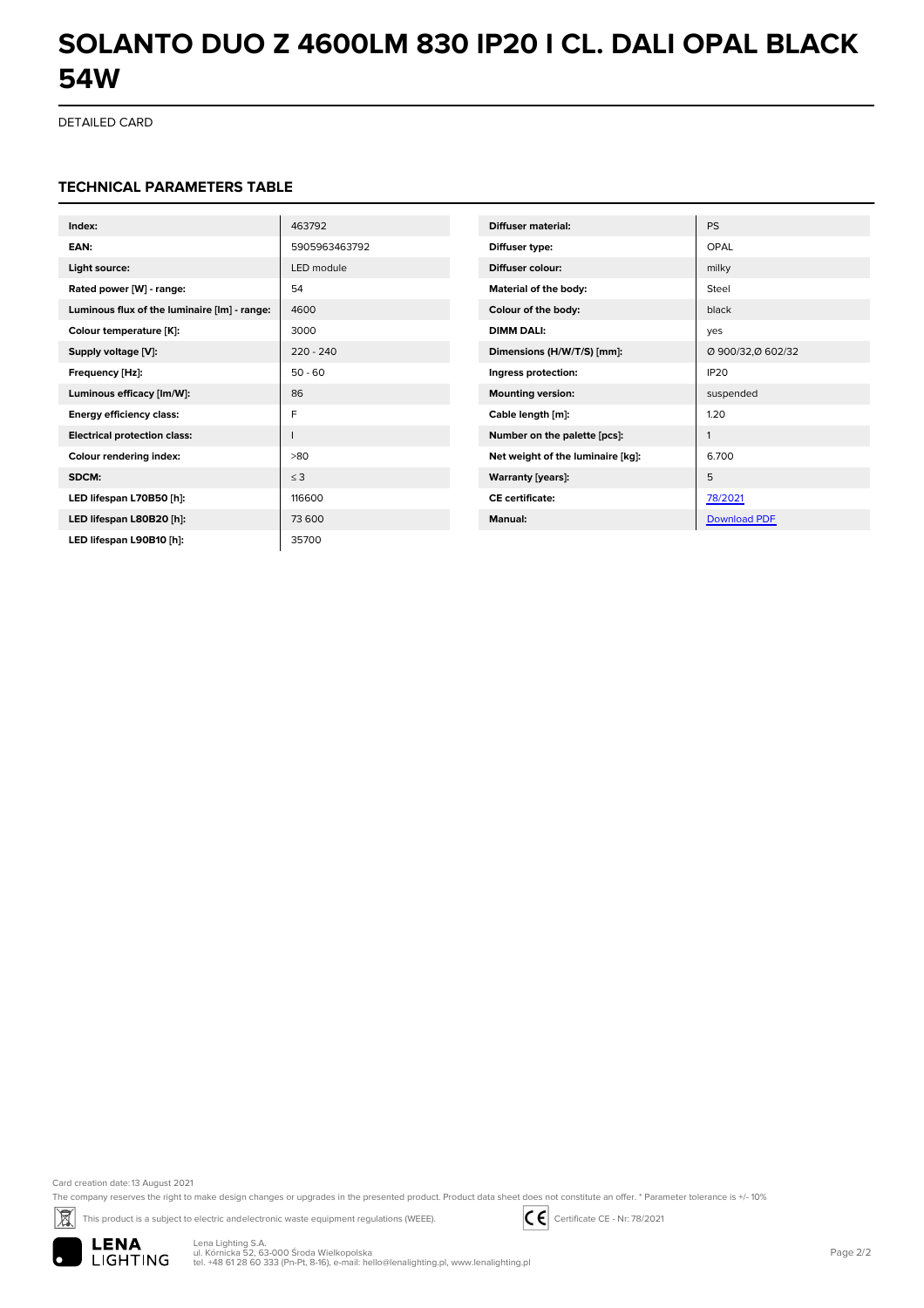# SOLANTO DUO Z 4600LM 830 IP20 I CL. DALI OPAL BLACK 54W

DETAILED CARD

### TECHNICAL PARAMETERS TABLE

| | |
|---|---|
| **Index:** | 463792 |
| **EAN:** | 5905963463792 |
| **Light source:** | LED module |
| **Rated power [W] - range:** | 54 |
| **Luminous flux of the luminaire [lm] - range:** | 4600 |
| **Colour temperature [K]:** | 3000 |
| **Supply voltage [V]:** | 220 - 240 |
| **Frequency [Hz]:** | 50 - 60 |
| **Luminous efficacy [lm/W]:** | 86 |
| **Energy efficiency class:** | F |
| **Electrical protection class:** | I |
| **Colour rendering index:** | >80 |
| **SDCM:** | ≤ 3 |
| **LED lifespan L70B50 [h]:** | 116600 |
| **LED lifespan L80B20 [h]:** | 73 600 |
| **LED lifespan L90B10 [h]:** | 35700 |

| | |
|---|---|
| **Diffuser material:** | PS |
| **Diffuser type:** | OPAL |
| **Diffuser colour:** | milky |
| **Material of the body:** | Steel |
| **Colour of the body:** | black |
| **DIMM DALI:** | yes |
| **Dimensions (H/W/T/S) [mm]:** | Ø 900/32,Ø 602/32 |
| **Ingress protection:** | IP20 |
| **Mounting version:** | suspended |
| **Cable length [m]:** | 1.20 |
| **Number on the palette [pcs]:** | 1 |
| **Net weight of the luminaire [kg]:** | 6.700 |
| **Warranty [years]:** | 5 |
| **CE certificate:** | 78/2021 |
| **Manual:** | Download PDF |

Card creation date: 13 August 2021

The company reserves the right to make design changes or upgrades in the presented product. Product data sheet does not constitute an offer. * Parameter tolerance is +/- 10%

This product is a subject to electric andelectronic waste equipment regulations (WEEE).

Certificate CE - Nr: 78/2021

Lena Lighting S.A.
ul. Kórnicka 52, 63-000 Środa Wielkopolska
tel. +48 61 28 60 333 (Pn-Pt, 8-16), e-mail: hello@lenalighting.pl, www.lenalighting.pl